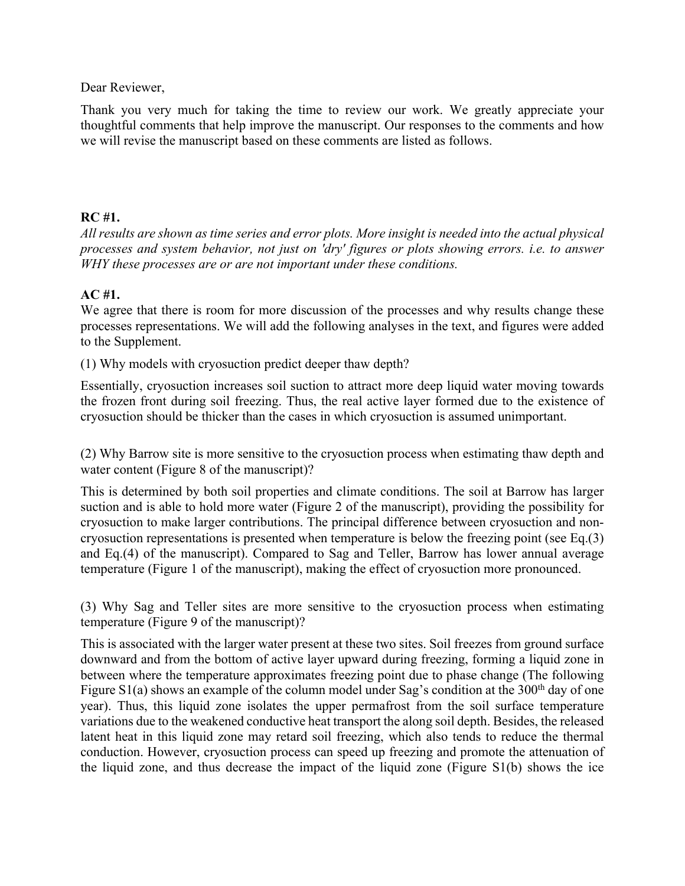Dear Reviewer,

Thank you very much for taking the time to review our work. We greatly appreciate your thoughtful comments that help improve the manuscript. Our responses to the comments and how we will revise the manuscript based on these comments are listed as follows.

**RC #1.**

*All results are shown as time series and error plots. More insight is needed into the actual physical processes and system behavior, not just on 'dry' figures or plots showing errors. i.e. to answer WHY these processes are or are not important under these conditions.*

**AC #1.**

We agree that there is room for more discussion of the processes and why results change these processes representations. We will add the following analyses in the text, and figures were added to the Supplement.

(1) Why models with cryosuction predict deeper thaw depth?

Essentially, cryosuction increases soil suction to attract more deep liquid water moving towards the frozen front during soil freezing. Thus, the real active layer formed due to the existence of cryosuction should be thicker than the cases in which cryosuction is assumed unimportant.

(2) Why Barrow site is more sensitive to the cryosuction process when estimating thaw depth and water content (Figure 8 of the manuscript)?

This is determined by both soil properties and climate conditions. The soil at Barrow has larger suction and is able to hold more water (Figure 2 of the manuscript), providing the possibility for cryosuction to make larger contributions. The principal difference between cryosuction and non-cryosuction representations is presented when temperature is below the freezing point (see Eq.(3) and Eq.(4) of the manuscript). Compared to Sag and Teller, Barrow has lower annual average temperature (Figure 1 of the manuscript), making the effect of cryosuction more pronounced.

(3) Why Sag and Teller sites are more sensitive to the cryosuction process when estimating temperature (Figure 9 of the manuscript)?

This is associated with the larger water present at these two sites. Soil freezes from ground surface downward and from the bottom of active layer upward during freezing, forming a liquid zone in between where the temperature approximates freezing point due to phase change (The following Figure S1(a) shows an example of the column model under Sag's condition at the 300th day of one year). Thus, this liquid zone isolates the upper permafrost from the soil surface temperature variations due to the weakened conductive heat transport the along soil depth. Besides, the released latent heat in this liquid zone may retard soil freezing, which also tends to reduce the thermal conduction. However, cryosuction process can speed up freezing and promote the attenuation of the liquid zone, and thus decrease the impact of the liquid zone (Figure S1(b) shows the ice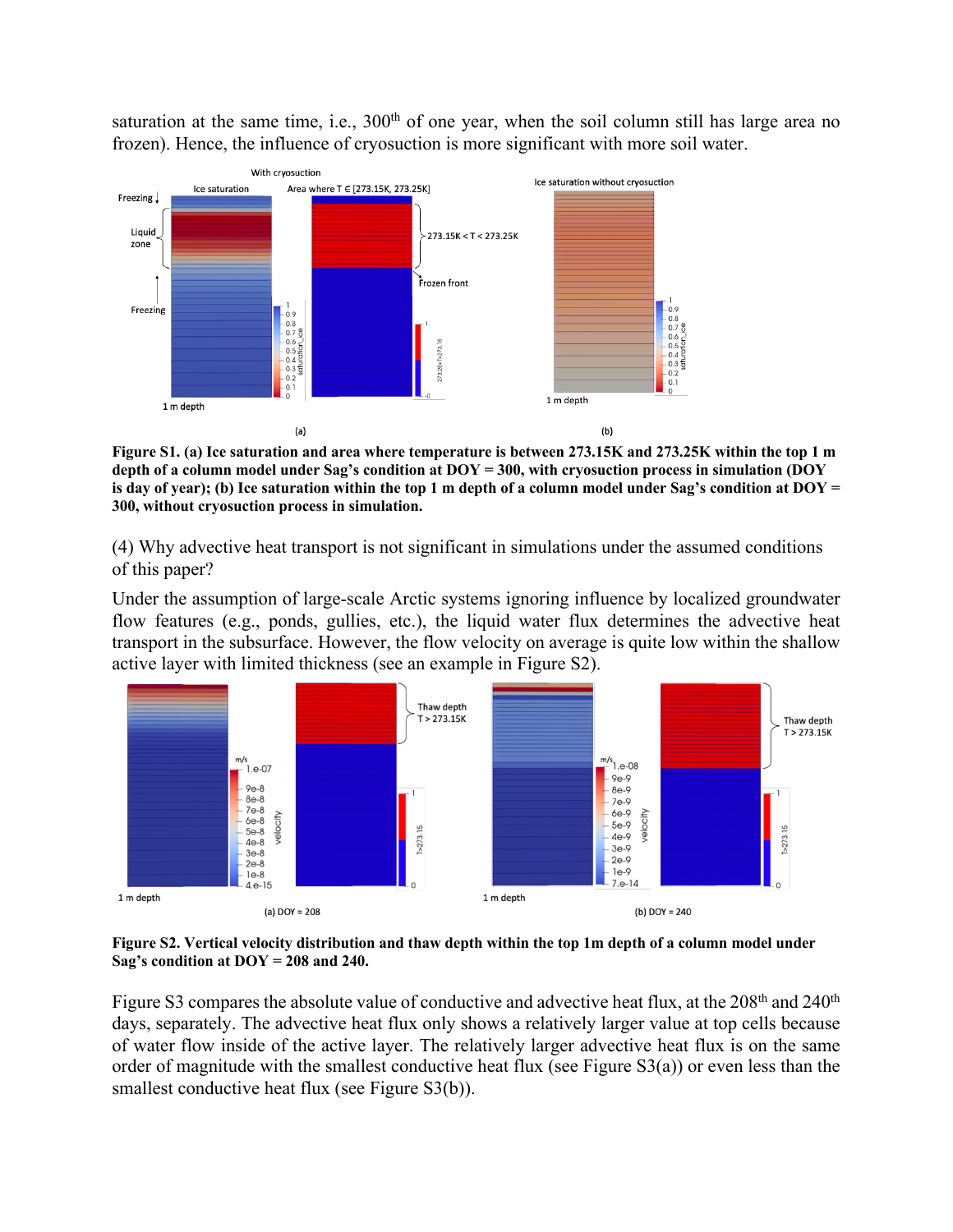saturation at the same time, i.e., 300th of one year, when the soil column still has large area no frozen). Hence, the influence of cryosuction is more significant with more soil water.

**Figure S1. (a) Ice saturation and area where temperature is between 273.15K and 273.25K within the top 1 m depth of a column model under Sag's condition at DOY = 300, with cryosuction process in simulation (DOY is day of year); (b) Ice saturation within the top 1 m depth of a column model under Sag's condition at DOY = 300, without cryosuction process in simulation.**

(4) Why advective heat transport is not significant in simulations under the assumed conditions of this paper?

Under the assumption of large-scale Arctic systems ignoring influence by localized groundwater flow features (e.g., ponds, gullies, etc.), the liquid water flux determines the advective heat transport in the subsurface. However, the flow velocity on average is quite low within the shallow active layer with limited thickness (see an example in Figure S2).

**Figure S2. Vertical velocity distribution and thaw depth within the top 1m depth of a column model under Sag's condition at DOY = 208 and 240.**

Figure S3 compares the absolute value of conductive and advective heat flux, at the 208th and 240th days, separately. The advective heat flux only shows a relatively larger value at top cells because of water flow inside of the active layer. The relatively larger advective heat flux is on the same order of magnitude with the smallest conductive heat flux (see Figure S3(a)) or even less than the smallest conductive heat flux (see Figure S3(b)).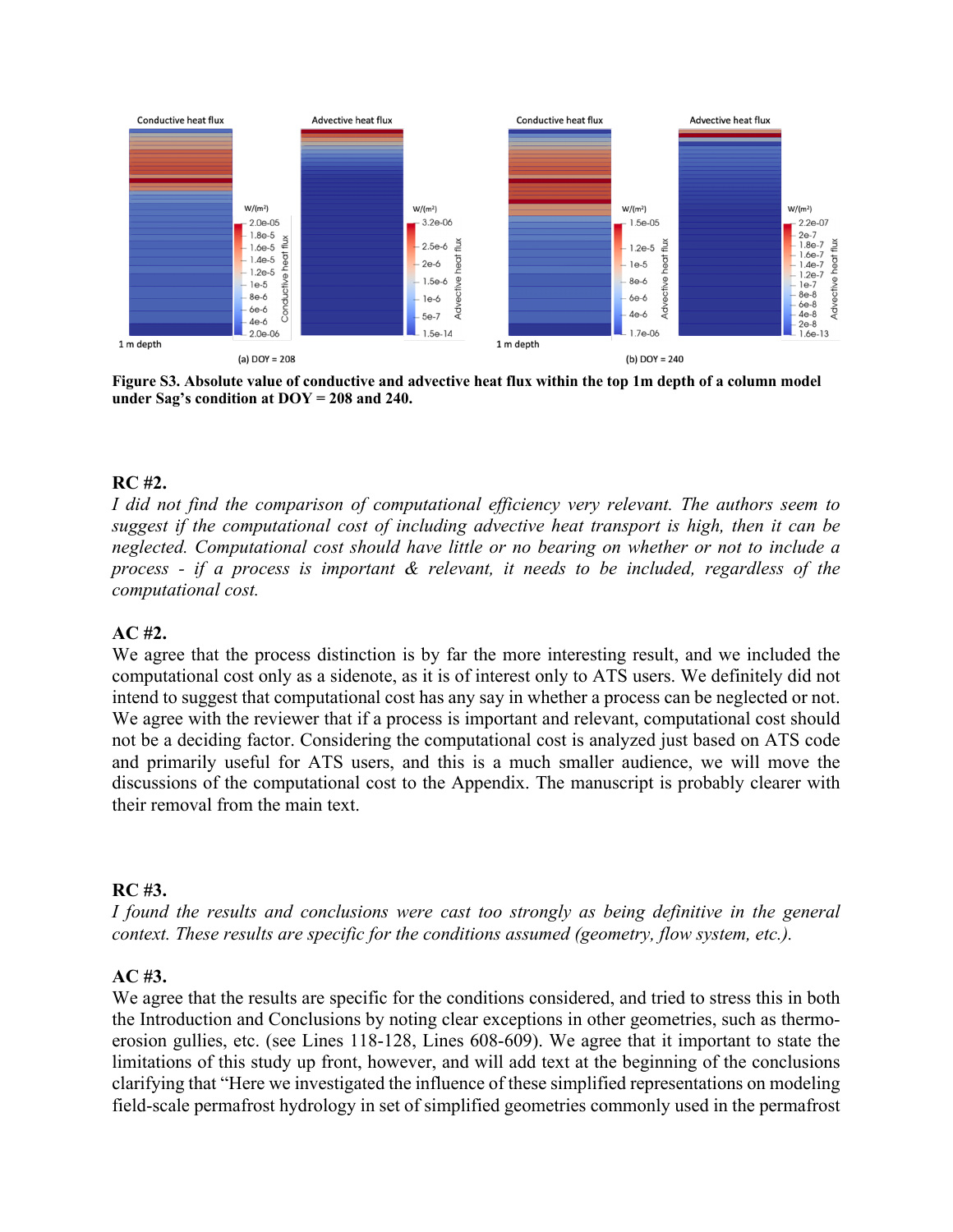**Figure S3. Absolute value of conductive and advective heat flux within the top 1m depth of a column model under Sag's condition at DOY = 208 and 240.**

**RC #2.**

*I did not find the comparison of computational efficiency very relevant. The authors seem to suggest if the computational cost of including advective heat transport is high, then it can be neglected. Computational cost should have little or no bearing on whether or not to include a process - if a process is important & relevant, it needs to be included, regardless of the computational cost.*

**AC #2.**

We agree that the process distinction is by far the more interesting result, and we included the computational cost only as a sidenote, as it is of interest only to ATS users. We definitely did not intend to suggest that computational cost has any say in whether a process can be neglected or not. We agree with the reviewer that if a process is important and relevant, computational cost should not be a deciding factor. Considering the computational cost is analyzed just based on ATS code and primarily useful for ATS users, and this is a much smaller audience, we will move the discussions of the computational cost to the Appendix. The manuscript is probably clearer with their removal from the main text.

**RC #3.**

*I found the results and conclusions were cast too strongly as being definitive in the general context. These results are specific for the conditions assumed (geometry, flow system, etc.).*

**AC #3.**

We agree that the results are specific for the conditions considered, and tried to stress this in both the Introduction and Conclusions by noting clear exceptions in other geometries, such as thermo-erosion gullies, etc. (see Lines 118-128, Lines 608-609). We agree that it important to state the limitations of this study up front, however, and will add text at the beginning of the conclusions clarifying that "Here we investigated the influence of these simplified representations on modeling field-scale permafrost hydrology in set of simplified geometries commonly used in the permafrost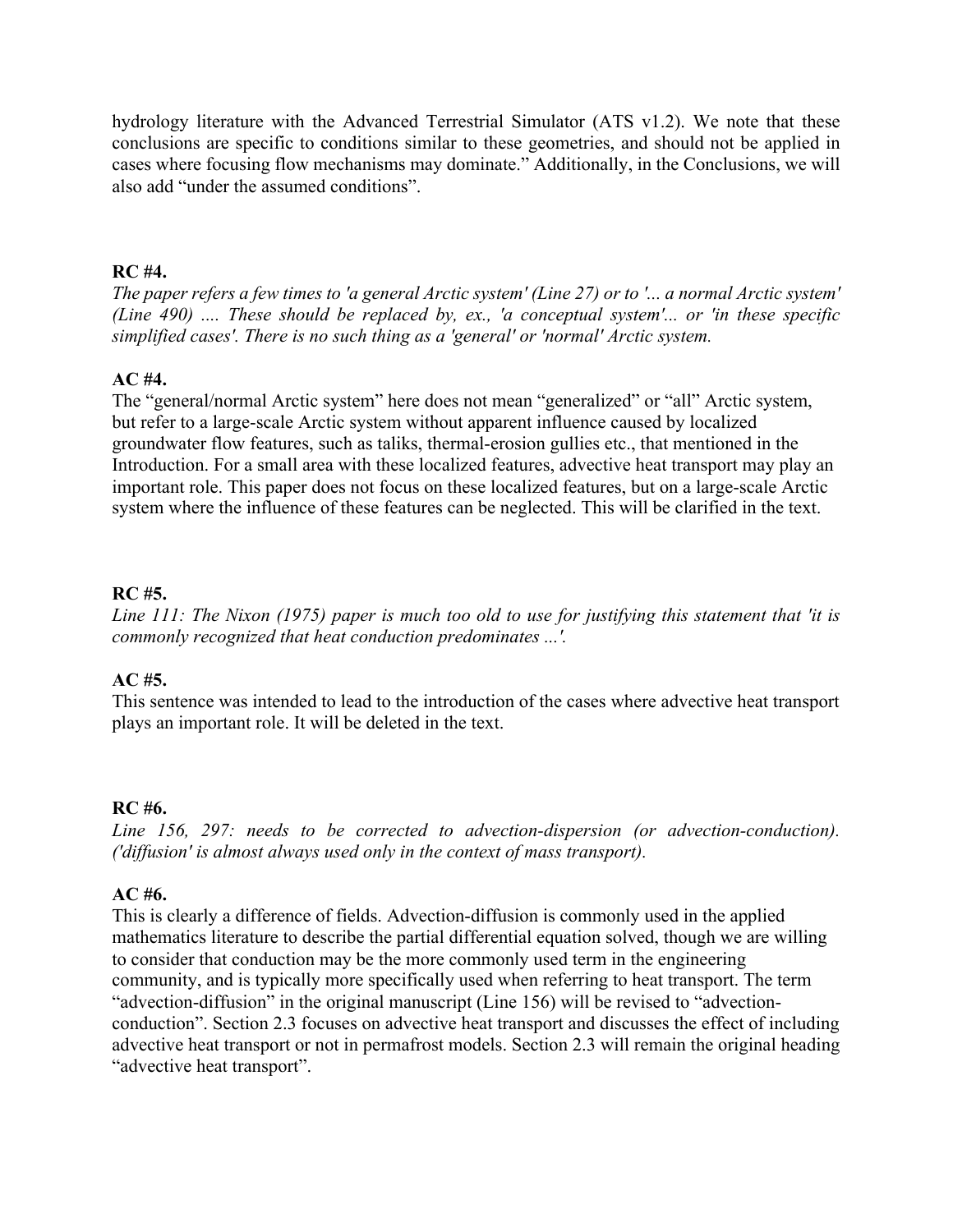hydrology literature with the Advanced Terrestrial Simulator (ATS v1.2). We note that these conclusions are specific to conditions similar to these geometries, and should not be applied in cases where focusing flow mechanisms may dominate." Additionally, in the Conclusions, we will also add "under the assumed conditions".

**RC #4.**

*The paper refers a few times to 'a general Arctic system' (Line 27) or to '... a normal Arctic system' (Line 490) .... These should be replaced by, ex., 'a conceptual system'... or 'in these specific simplified cases'. There is no such thing as a 'general' or 'normal' Arctic system.*

**AC #4.**

The "general/normal Arctic system" here does not mean "generalized" or "all" Arctic system, but refer to a large-scale Arctic system without apparent influence caused by localized groundwater flow features, such as taliks, thermal-erosion gullies etc., that mentioned in the Introduction. For a small area with these localized features, advective heat transport may play an important role. This paper does not focus on these localized features, but on a large-scale Arctic system where the influence of these features can be neglected. This will be clarified in the text.

**RC #5.**

*Line 111: The Nixon (1975) paper is much too old to use for justifying this statement that 'it is commonly recognized that heat conduction predominates ...'.*

**AC #5.**

This sentence was intended to lead to the introduction of the cases where advective heat transport plays an important role. It will be deleted in the text.

**RC #6.**

*Line 156, 297: needs to be corrected to advection-dispersion (or advection-conduction). ('diffusion' is almost always used only in the context of mass transport).*

**AC #6.**

This is clearly a difference of fields. Advection-diffusion is commonly used in the applied mathematics literature to describe the partial differential equation solved, though we are willing to consider that conduction may be the more commonly used term in the engineering community, and is typically more specifically used when referring to heat transport. The term "advection-diffusion" in the original manuscript (Line 156) will be revised to "advection-conduction". Section 2.3 focuses on advective heat transport and discusses the effect of including advective heat transport or not in permafrost models. Section 2.3 will remain the original heading "advective heat transport".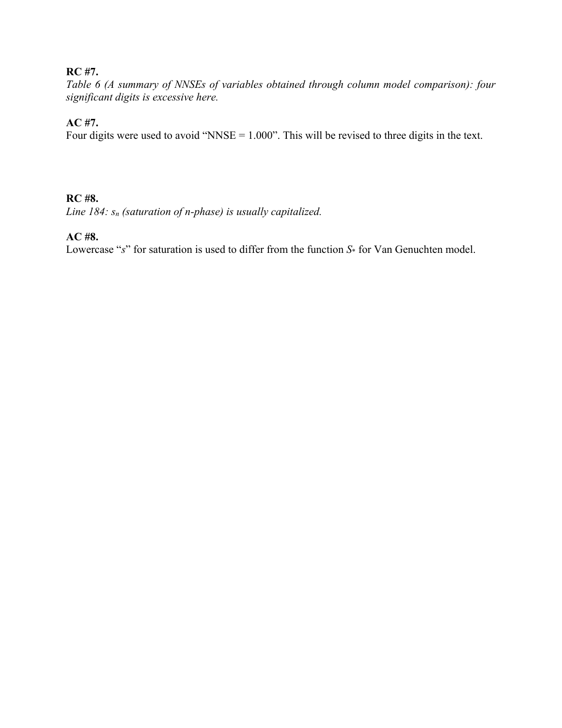**RC #7.**

*Table 6 (A summary of NNSEs of variables obtained through column model comparison): four significant digits is excessive here.*

**AC #7.**

Four digits were used to avoid "NNSE = 1.000". This will be revised to three digits in the text.

**RC #8.**

*Line 184: $s_n$ (saturation of n-phase) is usually capitalized.*

**AC #8.**

Lowercase "*s*" for saturation is used to differ from the function $S_*$ for Van Genuchten model.